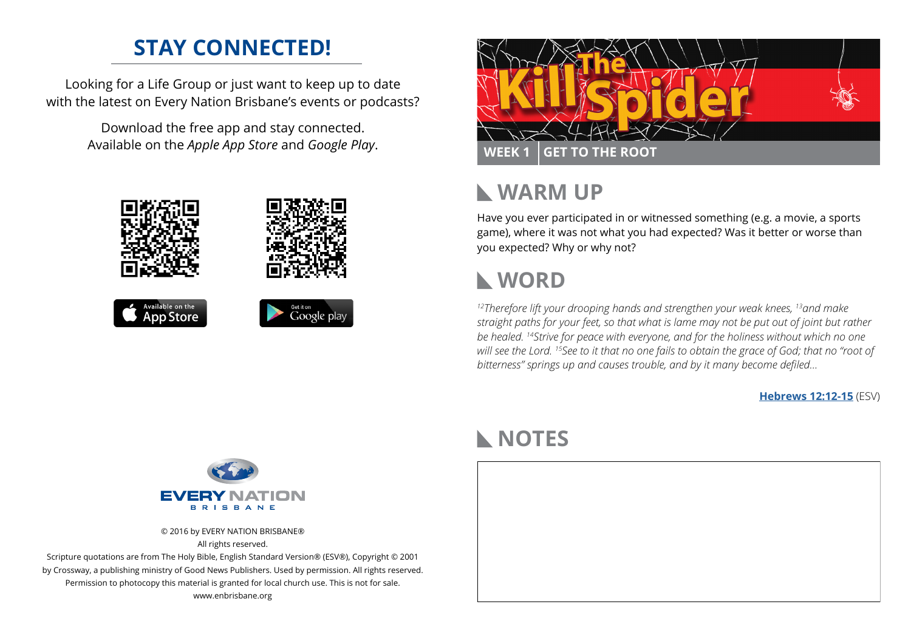# STAY CONNECTED!

Looking for a Life Group or just want to keep up to date with the latest on Every Nation Brisbane's events or podcasts?

Download the free app and stay connected. Available on the *Apple App Store* and *Google Play*.

Available on the App Store

Get it on Google play

EVERY NATION BRISBANE

© 2016 by EVERY NATION BRISBANE®
All rights reserved.
Scripture quotations are from The Holy Bible, English Standard Version® (ESV®), Copyright © 2001 by Crossway, a publishing ministry of Good News Publishers. Used by permission. All rights reserved.
Permission to photocopy this material is granted for local church use. This is not for sale.
www.enbrisbane.org

# Kill The Spider

**WEEK 1 | GET TO THE ROOT**

## WARM UP

Have you ever participated in or witnessed something (e.g. a movie, a sports game), where it was not what you had expected? Was it better or worse than you expected? Why or why not?

## WORD

*[12]Therefore lift your drooping hands and strengthen your weak knees, [13]and make straight paths for your feet, so that what is lame may not be put out of joint but rather be healed. [14]Strive for peace with everyone, and for the holiness without which no one will see the Lord. [15]See to it that no one fails to obtain the grace of God; that no "root of bitterness" springs up and causes trouble, and by it many become defiled...*

**Hebrews 12:12-15** (ESV)

## NOTES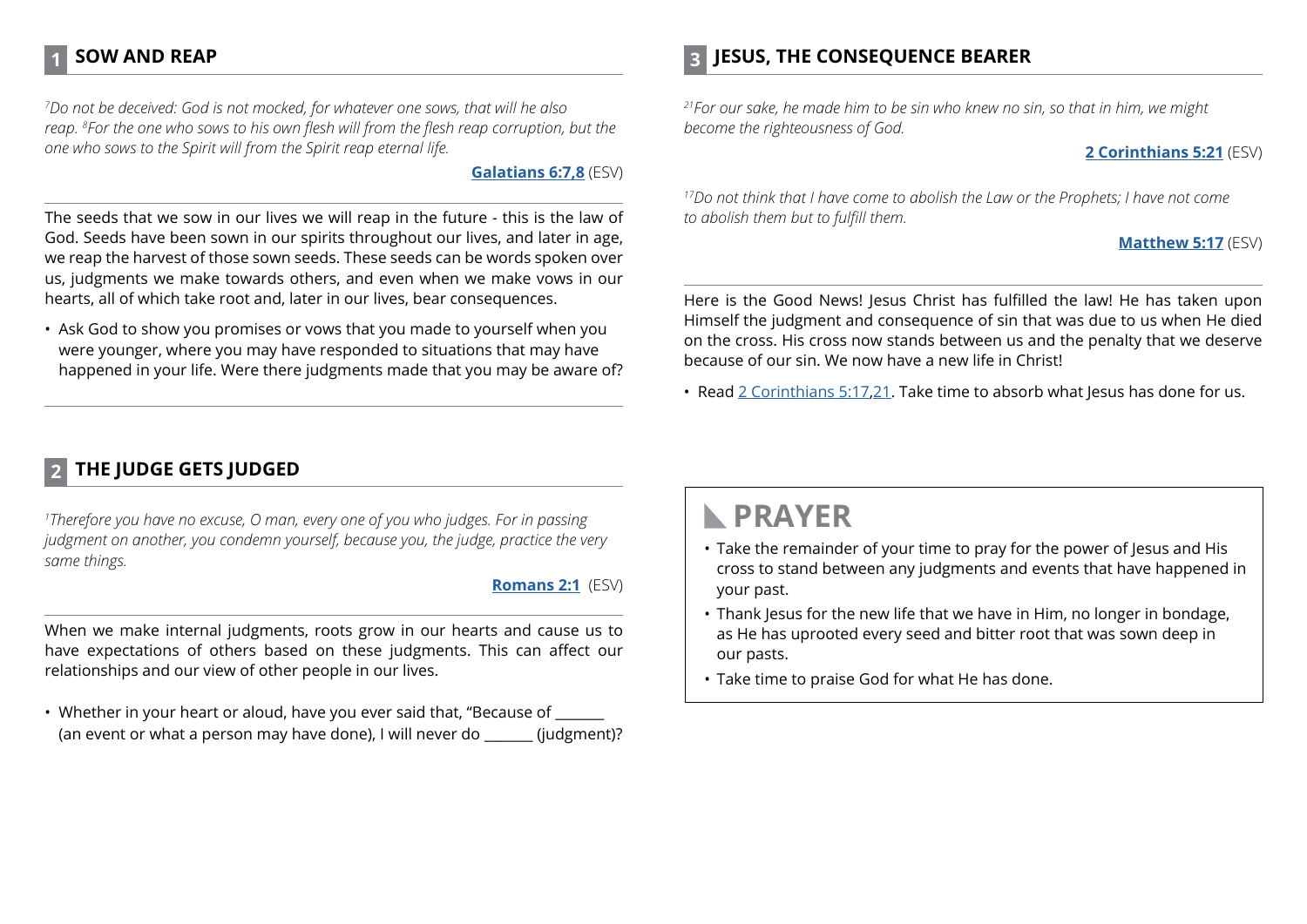## 1 SOW AND REAP

*[7]Do not be deceived: God is not mocked, for whatever one sows, that will he also reap. [8]For the one who sows to his own flesh will from the flesh reap corruption, but the one who sows to the Spirit will from the Spirit reap eternal life.*

**Galatians 6:7,8** (ESV)

---

The seeds that we sow in our lives we will reap in the future - this is the law of God. Seeds have been sown in our spirits throughout our lives, and later in age, we reap the harvest of those sown seeds. These seeds can be words spoken over us, judgments we make towards others, and even when we make vows in our hearts, all of which take root and, later in our lives, bear consequences.

- Ask God to show you promises or vows that you made to yourself when you were younger, where you may have responded to situations that may have happened in your life. Were there judgments made that you may be aware of?

## 2 THE JUDGE GETS JUDGED

*[1]Therefore you have no excuse, O man, every one of you who judges. For in passing judgment on another, you condemn yourself, because you, the judge, practice the very same things.*

**Romans 2:1** (ESV)

---

When we make internal judgments, roots grow in our hearts and cause us to have expectations of others based on these judgments. This can affect our relationships and our view of other people in our lives.

- Whether in your heart or aloud, have you ever said that, “Because of _______ (an event or what a person may have done), I will never do _______ (judgment)?

## 3 JESUS, THE CONSEQUENCE BEARER

*[21]For our sake, he made him to be sin who knew no sin, so that in him, we might become the righteousness of God.*

**2 Corinthians 5:21** (ESV)

*[17]Do not think that I have come to abolish the Law or the Prophets; I have not come to abolish them but to fulfill them.*

**Matthew 5:17** (ESV)

---

Here is the Good News! Jesus Christ has fulfilled the law! He has taken upon Himself the judgment and consequence of sin that was due to us when He died on the cross. His cross now stands between us and the penalty that we deserve because of our sin. We now have a new life in Christ!

- Read 2 Corinthians 5:17,21. Take time to absorb what Jesus has done for us.

## PRAYER

- Take the remainder of your time to pray for the power of Jesus and His cross to stand between any judgments and events that have happened in your past.
- Thank Jesus for the new life that we have in Him, no longer in bondage, as He has uprooted every seed and bitter root that was sown deep in our pasts.
- Take time to praise God for what He has done.